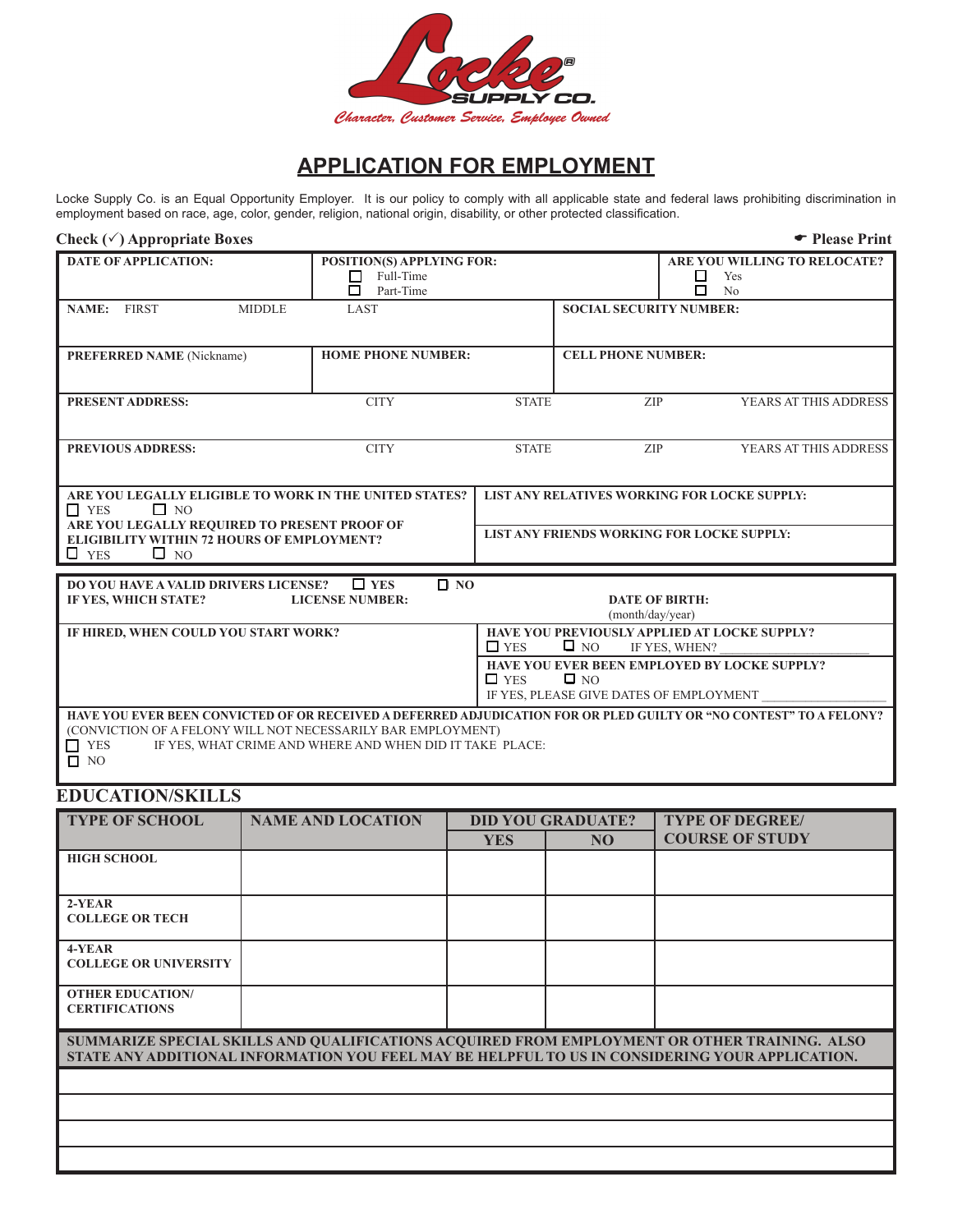Locke® SUPPLY CO.

*Character, Customer Service, Employee Owned*

# APPLICATION FOR EMPLOYMENT

Locke Supply Co. is an Equal Opportunity Employer. It is our policy to comply with all applicable state and federal laws prohibiting discrimination in employment based on race, age, color, gender, religion, national origin, disability, or other protected classification.

**Check (✓) Appropriate Boxes** ☛ **Please Print**

| | | |
|---|---|---|
| **DATE OF APPLICATION:** | **POSITION(S) APPLYING FOR:** ☐ Full-Time ☐ Part-Time | **ARE YOU WILLING TO RELOCATE?** ☐ Yes ☐ No |
| **NAME:** FIRST MIDDLE LAST | | **SOCIAL SECURITY NUMBER:** |
| **PREFERRED NAME** (Nickname) | **HOME PHONE NUMBER:** | **CELL PHONE NUMBER:** |

| | | | | |
|---|---|---|---|---|
| **PRESENT ADDRESS:** | CITY | STATE | ZIP | YEARS AT THIS ADDRESS |
| **PREVIOUS ADDRESS:** | CITY | STATE | ZIP | YEARS AT THIS ADDRESS |

| | |
|---|---|
| **ARE YOU LEGALLY ELIGIBLE TO WORK IN THE UNITED STATES?** ☐ YES ☐ NO | **LIST ANY RELATIVES WORKING FOR LOCKE SUPPLY:** |
| **ARE YOU LEGALLY REQUIRED TO PRESENT PROOF OF ELIGIBILITY WITHIN 72 HOURS OF EMPLOYMENT?** ☐ YES ☐ NO | **LIST ANY FRIENDS WORKING FOR LOCKE SUPPLY:** |

| | |
|---|---|
| **DO YOU HAVE A VALID DRIVERS LICENSE?** ☐ **YES** ☐ **NO**<br>**IF YES, WHICH STATE?** **LICENSE NUMBER:** | **DATE OF BIRTH:** (month/day/year) |
| **IF HIRED, WHEN COULD YOU START WORK?** | **HAVE YOU PREVIOUSLY APPLIED AT LOCKE SUPPLY?** ☐ YES ☐ NO IF YES, WHEN? ____________ |
| | **HAVE YOU EVER BEEN EMPLOYED BY LOCKE SUPPLY?** ☐ YES ☐ NO<br>IF YES, PLEASE GIVE DATES OF EMPLOYMENT ____________ |

**HAVE YOU EVER BEEN CONVICTED OF OR RECEIVED A DEFERRED ADJUDICATION FOR OR PLED GUILTY OR "NO CONTEST" TO A FELONY?**
(CONVICTION OF A FELONY WILL NOT NECESSARILY BAR EMPLOYMENT)
☐ YES IF YES, WHAT CRIME AND WHERE AND WHEN DID IT TAKE PLACE:
☐ NO

## EDUCATION/SKILLS

| TYPE OF SCHOOL | NAME AND LOCATION | DID YOU GRADUATE? | | TYPE OF DEGREE/ COURSE OF STUDY |
|---|---|---|---|---|
| | | YES | NO | |
| HIGH SCHOOL | | | | |
| 2-YEAR COLLEGE OR TECH | | | | |
| 4-YEAR COLLEGE OR UNIVERSITY | | | | |
| OTHER EDUCATION/ CERTIFICATIONS | | | | |

**SUMMARIZE SPECIAL SKILLS AND QUALIFICATIONS ACQUIRED FROM EMPLOYMENT OR OTHER TRAINING. ALSO STATE ANY ADDITIONAL INFORMATION YOU FEEL MAY BE HELPFUL TO US IN CONSIDERING YOUR APPLICATION.**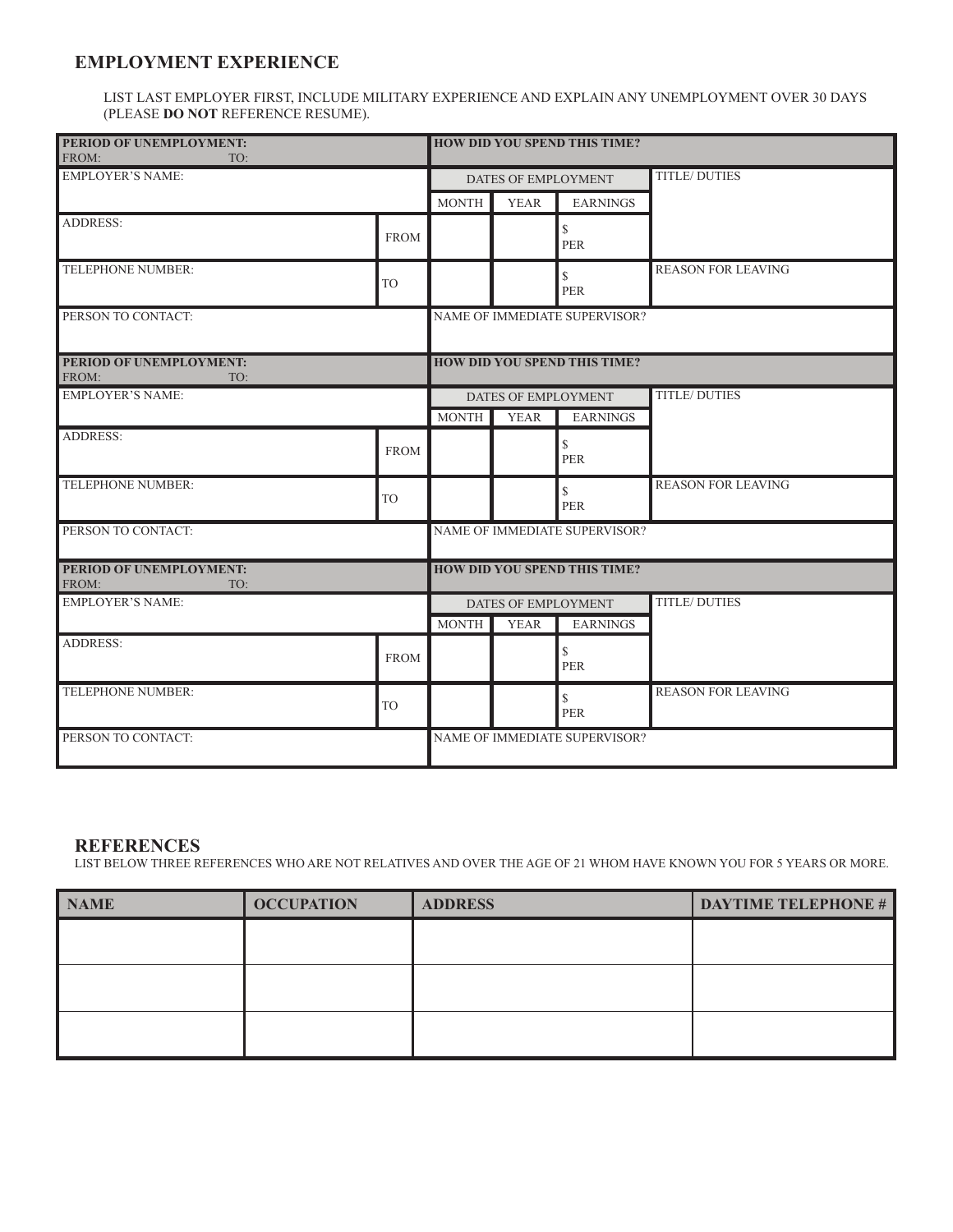## EMPLOYMENT EXPERIENCE

LIST LAST EMPLOYER FIRST, INCLUDE MILITARY EXPERIENCE AND EXPLAIN ANY UNEMPLOYMENT OVER 30 DAYS (PLEASE **DO NOT** REFERENCE RESUME).

| | | | | | |
|---|---|---|---|---|---|
| **PERIOD OF UNEMPLOYMENT:** FROM: TO: | | **HOW DID YOU SPEND THIS TIME?** | | | |
| EMPLOYER'S NAME: | | DATES OF EMPLOYMENT | | | TITLE/ DUTIES |
| | | MONTH | YEAR | EARNINGS | |
| ADDRESS: | FROM | | | $ PER | |
| TELEPHONE NUMBER: | TO | | | $ PER | REASON FOR LEAVING |
| PERSON TO CONTACT: | | NAME OF IMMEDIATE SUPERVISOR? | | | |

| | | | | | |
|---|---|---|---|---|---|
| **PERIOD OF UNEMPLOYMENT:** FROM: TO: | | **HOW DID YOU SPEND THIS TIME?** | | | |
| EMPLOYER'S NAME: | | DATES OF EMPLOYMENT | | | TITLE/ DUTIES |
| | | MONTH | YEAR | EARNINGS | |
| ADDRESS: | FROM | | | $ PER | |
| TELEPHONE NUMBER: | TO | | | $ PER | REASON FOR LEAVING |
| PERSON TO CONTACT: | | NAME OF IMMEDIATE SUPERVISOR? | | | |

| | | | | | |
|---|---|---|---|---|---|
| **PERIOD OF UNEMPLOYMENT:** FROM: TO: | | **HOW DID YOU SPEND THIS TIME?** | | | |
| EMPLOYER'S NAME: | | DATES OF EMPLOYMENT | | | TITLE/ DUTIES |
| | | MONTH | YEAR | EARNINGS | |
| ADDRESS: | FROM | | | $ PER | |
| TELEPHONE NUMBER: | TO | | | $ PER | REASON FOR LEAVING |
| PERSON TO CONTACT: | | NAME OF IMMEDIATE SUPERVISOR? | | | |

## REFERENCES

LIST BELOW THREE REFERENCES WHO ARE NOT RELATIVES AND OVER THE AGE OF 21 WHOM HAVE KNOWN YOU FOR 5 YEARS OR MORE.

| NAME | OCCUPATION | ADDRESS | DAYTIME TELEPHONE # |
|---|---|---|---|
| | | | |
| | | | |
| | | | |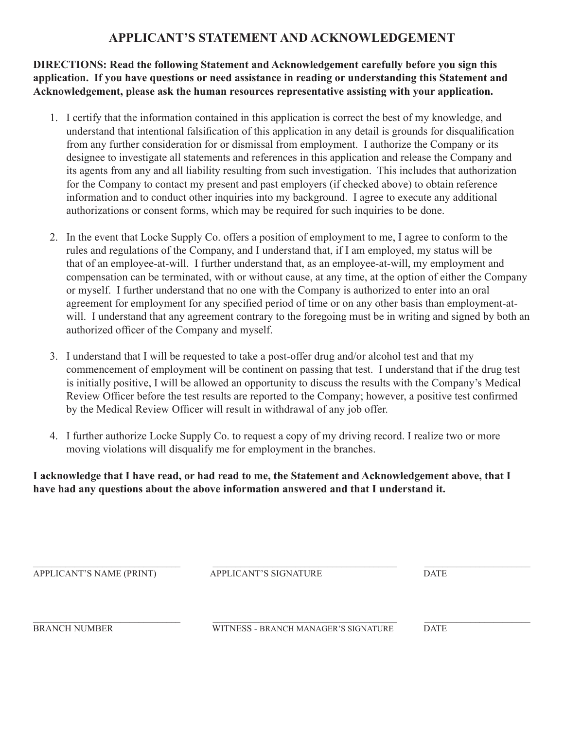# APPLICANT'S STATEMENT AND ACKNOWLEDGEMENT

**DIRECTIONS: Read the following Statement and Acknowledgement carefully before you sign this application. If you have questions or need assistance in reading or understanding this Statement and Acknowledgement, please ask the human resources representative assisting with your application.**

1. I certify that the information contained in this application is correct the best of my knowledge, and understand that intentional falsification of this application in any detail is grounds for disqualification from any further consideration for or dismissal from employment. I authorize the Company or its designee to investigate all statements and references in this application and release the Company and its agents from any and all liability resulting from such investigation. This includes that authorization for the Company to contact my present and past employers (if checked above) to obtain reference information and to conduct other inquiries into my background. I agree to execute any additional authorizations or consent forms, which may be required for such inquiries to be done.

2. In the event that Locke Supply Co. offers a position of employment to me, I agree to conform to the rules and regulations of the Company, and I understand that, if I am employed, my status will be that of an employee-at-will. I further understand that, as an employee-at-will, my employment and compensation can be terminated, with or without cause, at any time, at the option of either the Company or myself. I further understand that no one with the Company is authorized to enter into an oral agreement for employment for any specified period of time or on any other basis than employment-at-will. I understand that any agreement contrary to the foregoing must be in writing and signed by both an authorized officer of the Company and myself.

3. I understand that I will be requested to take a post-offer drug and/or alcohol test and that my commencement of employment will be continent on passing that test. I understand that if the drug test is initially positive, I will be allowed an opportunity to discuss the results with the Company's Medical Review Officer before the test results are reported to the Company; however, a positive test confirmed by the Medical Review Officer will result in withdrawal of any job offer.

4. I further authorize Locke Supply Co. to request a copy of my driving record. I realize two or more moving violations will disqualify me for employment in the branches.

**I acknowledge that I have read, or had read to me, the Statement and Acknowledgement above, that I have had any questions about the above information answered and that I understand it.**

| | | |
|---|---|---|
| ______________________ | ______________________ | ______________ |
| APPLICANT'S NAME (PRINT) | APPLICANT'S SIGNATURE | DATE |
| ______________________ | ______________________ | ______________ |
| BRANCH NUMBER | WITNESS - BRANCH MANAGER'S SIGNATURE | DATE |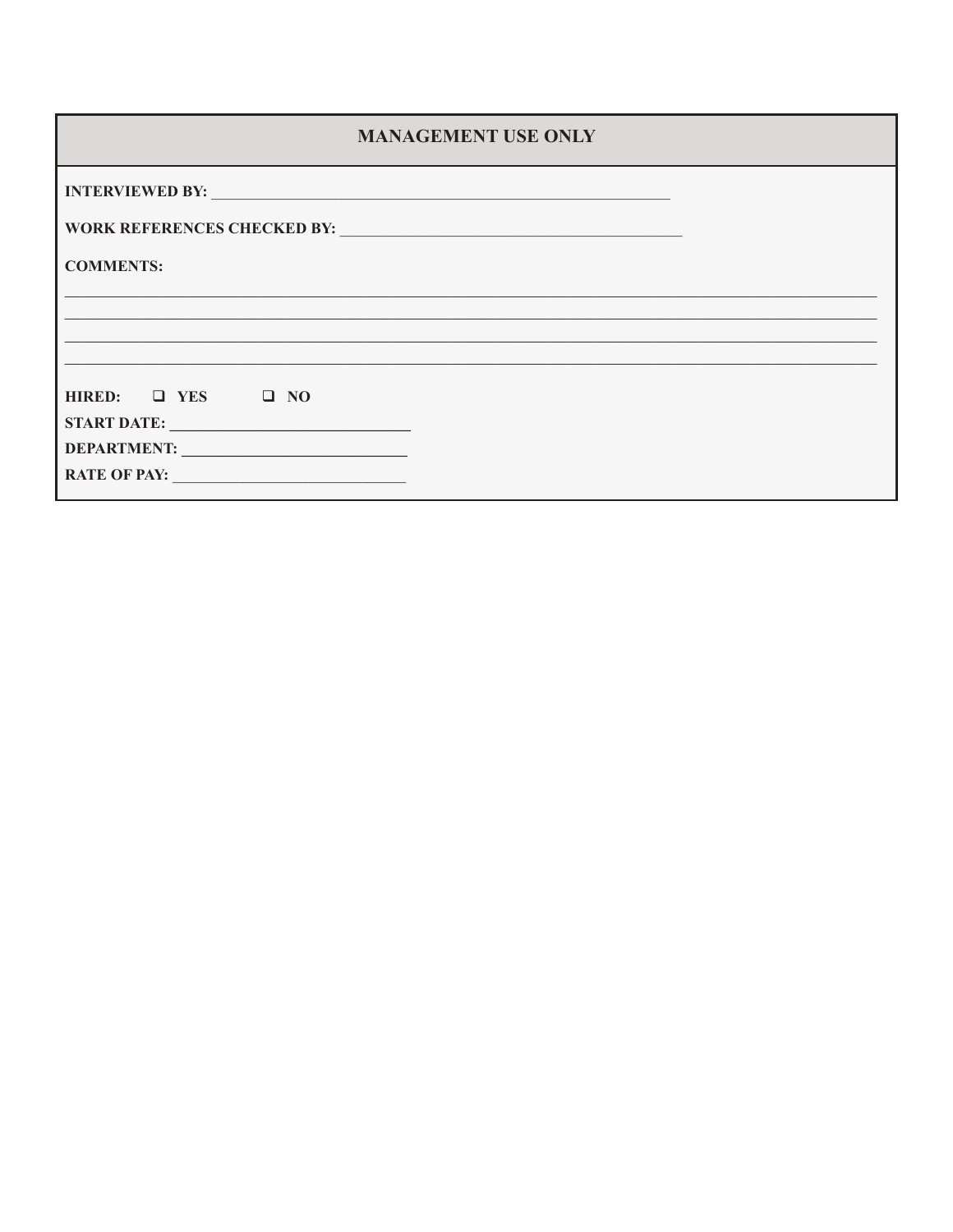## MANAGEMENT USE ONLY

**INTERVIEWED BY:** ____________________________________________________________

**WORK REFERENCES CHECKED BY:** _____________________________________________

**COMMENTS:**

________________________________________________________________________________________________________

________________________________________________________________________________________________________

________________________________________________________________________________________________________

________________________________________________________________________________________________________

**HIRED:** ❑ **YES** ❑ **NO**

**START DATE:** ________________________________

**DEPARTMENT:** ______________________________

**RATE OF PAY:** ______________________________